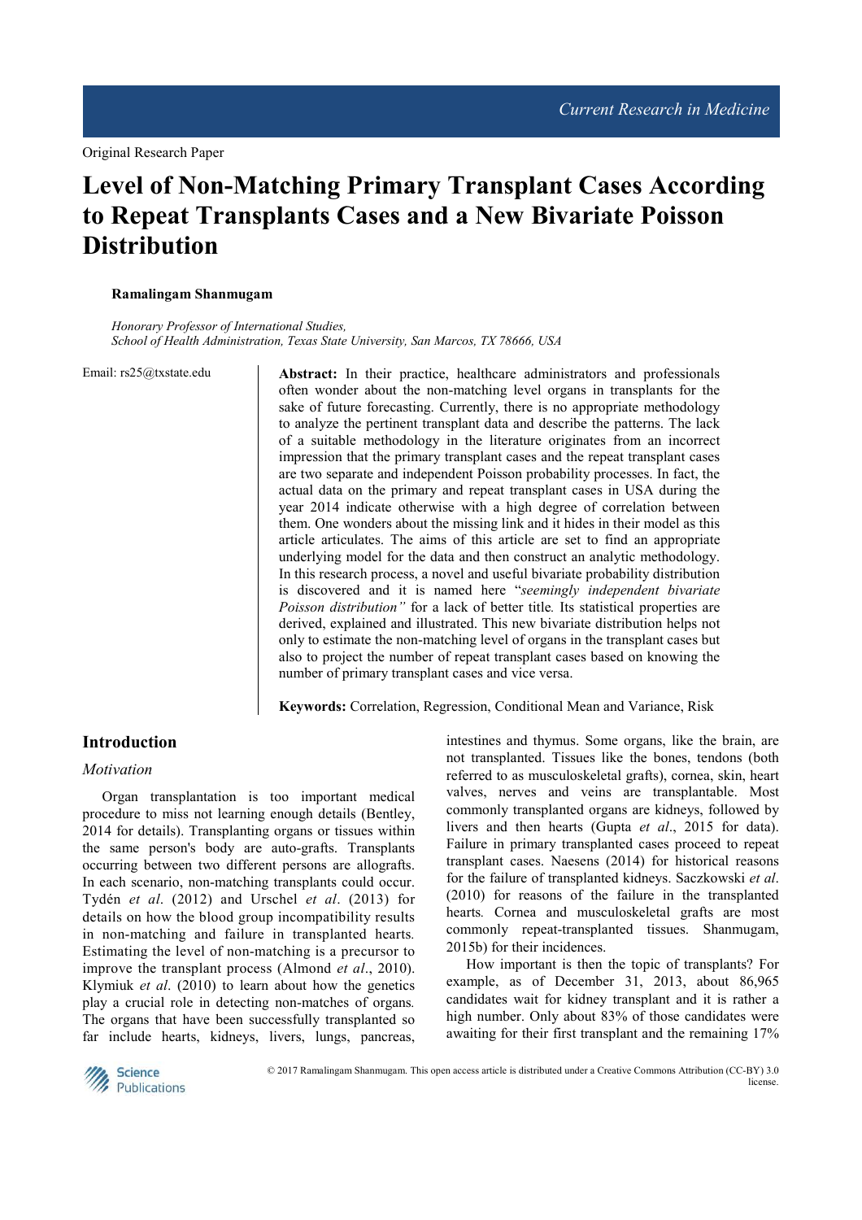Original Research Paper

# Level of Non-Matching Primary Transplant Cases According to Repeat Transplants Cases and a New Bivariate Poisson Distribution

**Ramalingam Shanmugam**

*Honorary Professor of International Studies,*
*School of Health Administration, Texas State University, San Marcos, TX 78666, USA*

Email: rs25@txstate.edu

**Abstract:** In their practice, healthcare administrators and professionals often wonder about the non-matching level organs in transplants for the sake of future forecasting. Currently, there is no appropriate methodology to analyze the pertinent transplant data and describe the patterns. The lack of a suitable methodology in the literature originates from an incorrect impression that the primary transplant cases and the repeat transplant cases are two separate and independent Poisson probability processes. In fact, the actual data on the primary and repeat transplant cases in USA during the year 2014 indicate otherwise with a high degree of correlation between them. One wonders about the missing link and it hides in their model as this article articulates. The aims of this article are set to find an appropriate underlying model for the data and then construct an analytic methodology. In this research process, a novel and useful bivariate probability distribution is discovered and it is named here "*seemingly independent bivariate Poisson distribution"* for a lack of better title. Its statistical properties are derived, explained and illustrated. This new bivariate distribution helps not only to estimate the non-matching level of organs in the transplant cases but also to project the number of repeat transplant cases based on knowing the number of primary transplant cases and vice versa.

**Keywords:** Correlation, Regression, Conditional Mean and Variance, Risk

## Introduction

### *Motivation*

Organ transplantation is too important medical procedure to miss not learning enough details (Bentley, 2014 for details). Transplanting organs or tissues within the same person's body are auto-grafts. Transplants occurring between two different persons are allografts. In each scenario, non-matching transplants could occur. Tydén *et al*. (2012) and Urschel *et al*. (2013) for details on how the blood group incompatibility results in non-matching and failure in transplanted hearts. Estimating the level of non-matching is a precursor to improve the transplant process (Almond *et al*., 2010). Klymiuk *et al*. (2010) to learn about how the genetics play a crucial role in detecting non-matches of organs. The organs that have been successfully transplanted so far include hearts, kidneys, livers, lungs, pancreas, intestines and thymus. Some organs, like the brain, are not transplanted. Tissues like the bones, tendons (both referred to as musculoskeletal grafts), cornea, skin, heart valves, nerves and veins are transplantable. Most commonly transplanted organs are kidneys, followed by livers and then hearts (Gupta *et al*., 2015 for data). Failure in primary transplanted cases proceed to repeat transplant cases. Naesens (2014) for historical reasons for the failure of transplanted kidneys. Saczkowski *et al*. (2010) for reasons of the failure in the transplanted hearts. Cornea and musculoskeletal grafts are most commonly repeat-transplanted tissues. Shanmugam, 2015b) for their incidences.

How important is then the topic of transplants? For example, as of December 31, 2013, about 86,965 candidates wait for kidney transplant and it is rather a high number. Only about 83% of those candidates were awaiting for their first transplant and the remaining 17%

© 2017 Ramalingam Shanmugam. This open access article is distributed under a Creative Commons Attribution (CC-BY) 3.0 license.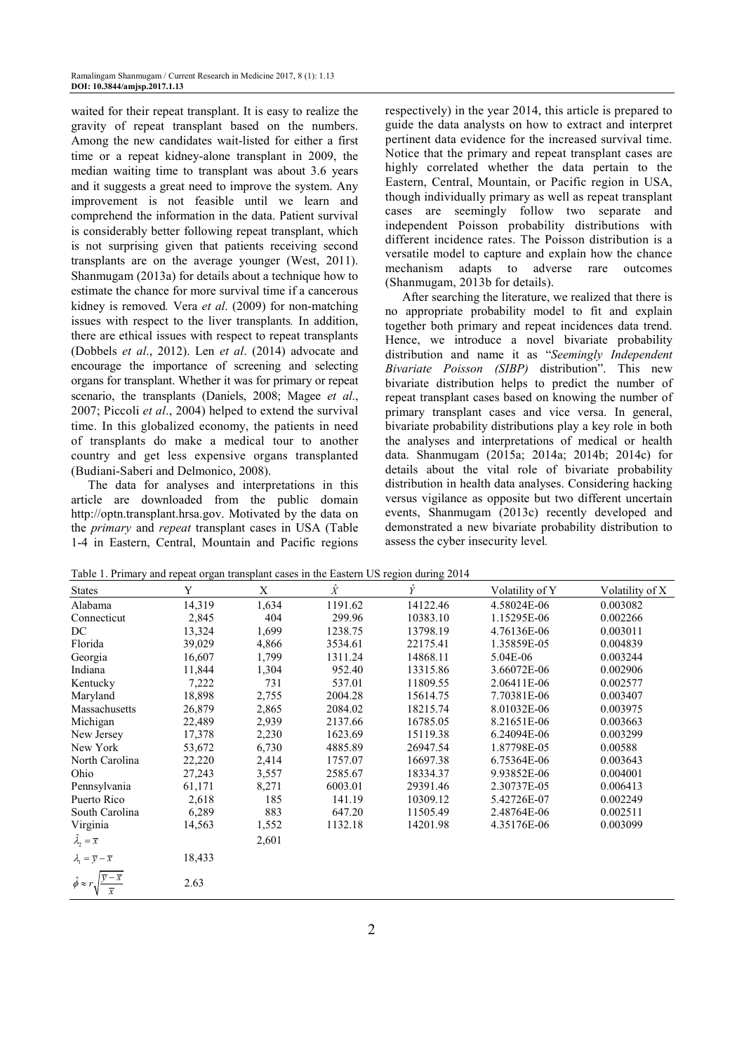waited for their repeat transplant. It is easy to realize the gravity of repeat transplant based on the numbers. Among the new candidates wait-listed for either a first time or a repeat kidney-alone transplant in 2009, the median waiting time to transplant was about 3.6 years and it suggests a great need to improve the system. Any improvement is not feasible until we learn and comprehend the information in the data. Patient survival is considerably better following repeat transplant, which is not surprising given that patients receiving second transplants are on the average younger (West, 2011). Shanmugam (2013a) for details about a technique how to estimate the chance for more survival time if a cancerous kidney is removed*.* Vera *et al*. (2009) for non-matching issues with respect to the liver transplants*.* In addition, there are ethical issues with respect to repeat transplants (Dobbels *et al*., 2012). Len *et al*. (2014) advocate and encourage the importance of screening and selecting organs for transplant. Whether it was for primary or repeat scenario, the transplants (Daniels, 2008; Magee *et al*., 2007; Piccoli *et al*., 2004) helped to extend the survival time. In this globalized economy, the patients in need of transplants do make a medical tour to another country and get less expensive organs transplanted (Budiani-Saberi and Delmonico, 2008).

The data for analyses and interpretations in this article are downloaded from the public domain http://optn.transplant.hrsa.gov. Motivated by the data on the *primary* and *repeat* transplant cases in USA (Table 1-4 in Eastern, Central, Mountain and Pacific regions respectively) in the year 2014, this article is prepared to guide the data analysts on how to extract and interpret pertinent data evidence for the increased survival time. Notice that the primary and repeat transplant cases are highly correlated whether the data pertain to the Eastern, Central, Mountain, or Pacific region in USA, though individually primary as well as repeat transplant cases are seemingly follow two separate and independent Poisson probability distributions with different incidence rates. The Poisson distribution is a versatile model to capture and explain how the chance mechanism adapts to adverse rare outcomes (Shanmugam, 2013b for details).

After searching the literature, we realized that there is no appropriate probability model to fit and explain together both primary and repeat incidences data trend. Hence, we introduce a novel bivariate probability distribution and name it as "*Seemingly Independent Bivariate Poisson (SIBP)* distribution". This new bivariate distribution helps to predict the number of repeat transplant cases based on knowing the number of primary transplant cases and vice versa. In general, bivariate probability distributions play a key role in both the analyses and interpretations of medical or health data. Shanmugam (2015a; 2014a; 2014b; 2014c) for details about the vital role of bivariate probability distribution in health data analyses. Considering hacking versus vigilance as opposite but two different uncertain events, Shanmugam (2013c) recently developed and demonstrated a new bivariate probability distribution to assess the cyber insecurity level*.*

Table 1. Primary and repeat organ transplant cases in the Eastern US region during 2014

| States | Y | X | $\hat{X}$ | $\hat{Y}$ | Volatility of Y | Volatility of X |
|---|---|---|---|---|---|---|
| Alabama | 14,319 | 1,634 | 1191.62 | 14122.46 | 4.58024E-06 | 0.003082 |
| Connecticut | 2,845 | 404 | 299.96 | 10383.10 | 1.15295E-06 | 0.002266 |
| DC | 13,324 | 1,699 | 1238.75 | 13798.19 | 4.76136E-06 | 0.003011 |
| Florida | 39,029 | 4,866 | 3534.61 | 22175.41 | 1.35859E-05 | 0.004839 |
| Georgia | 16,607 | 1,799 | 1311.24 | 14868.11 | 5.04E-06 | 0.003244 |
| Indiana | 11,844 | 1,304 | 952.40 | 13315.86 | 3.66072E-06 | 0.002906 |
| Kentucky | 7,222 | 731 | 537.01 | 11809.55 | 2.06411E-06 | 0.002577 |
| Maryland | 18,898 | 2,755 | 2004.28 | 15614.75 | 7.70381E-06 | 0.003407 |
| Massachusetts | 26,879 | 2,865 | 2084.02 | 18215.74 | 8.01032E-06 | 0.003975 |
| Michigan | 22,489 | 2,939 | 2137.66 | 16785.05 | 8.21651E-06 | 0.003663 |
| New Jersey | 17,378 | 2,230 | 1623.69 | 15119.38 | 6.24094E-06 | 0.003299 |
| New York | 53,672 | 6,730 | 4885.89 | 26947.54 | 1.87798E-05 | 0.00588 |
| North Carolina | 22,220 | 2,414 | 1757.07 | 16697.38 | 6.75364E-06 | 0.003643 |
| Ohio | 27,243 | 3,557 | 2585.67 | 18334.37 | 9.93852E-06 | 0.004001 |
| Pennsylvania | 61,171 | 8,271 | 6003.01 | 29391.46 | 2.30737E-05 | 0.006413 |
| Puerto Rico | 2,618 | 185 | 141.19 | 10309.12 | 5.42726E-07 | 0.002249 |
| South Carolina | 6,289 | 883 | 647.20 | 11505.49 | 2.48764E-06 | 0.002511 |
| Virginia | 14,563 | 1,552 | 1132.18 | 14201.98 | 4.35176E-06 | 0.003099 |
| $\hat{\lambda}_2 = \bar{x}$ | | 2,601 | | | | |
| $\lambda_1 = \bar{y} - \bar{x}$ | 18,433 | | | | | |
| $\hat{\phi} \approx r\sqrt{\frac{\bar{y}-\bar{x}}{\bar{x}}}$ | 2.63 | | | | | |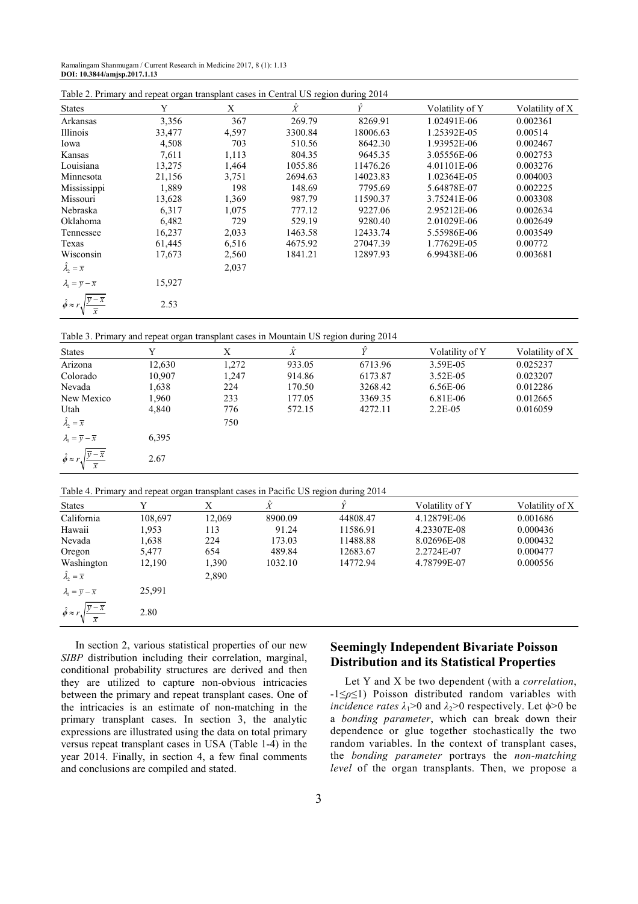Table 2. Primary and repeat organ transplant cases in Central US region during 2014

| States | Y | X | $\hat{X}$ | $\hat{Y}$ | Volatility of Y | Volatility of X |
|---|---|---|---|---|---|---|
| Arkansas | 3,356 | 367 | 269.79 | 8269.91 | 1.02491E-06 | 0.002361 |
| Illinois | 33,477 | 4,597 | 3300.84 | 18006.63 | 1.25392E-05 | 0.00514 |
| Iowa | 4,508 | 703 | 510.56 | 8642.30 | 1.93952E-06 | 0.002467 |
| Kansas | 7,611 | 1,113 | 804.35 | 9645.35 | 3.05556E-06 | 0.002753 |
| Louisiana | 13,275 | 1,464 | 1055.86 | 11476.26 | 4.01101E-06 | 0.003276 |
| Minnesota | 21,156 | 3,751 | 2694.63 | 14023.83 | 1.02364E-05 | 0.004003 |
| Mississippi | 1,889 | 198 | 148.69 | 7795.69 | 5.64878E-07 | 0.002225 |
| Missouri | 13,628 | 1,369 | 987.79 | 11590.37 | 3.75241E-06 | 0.003308 |
| Nebraska | 6,317 | 1,075 | 777.12 | 9227.06 | 2.95212E-06 | 0.002634 |
| Oklahoma | 6,482 | 729 | 529.19 | 9280.40 | 2.01029E-06 | 0.002649 |
| Tennessee | 16,237 | 2,033 | 1463.58 | 12433.74 | 5.55986E-06 | 0.003549 |
| Texas | 61,445 | 6,516 | 4675.92 | 27047.39 | 1.77629E-05 | 0.00772 |
| Wisconsin | 17,673 | 2,560 | 1841.21 | 12897.93 | 6.99438E-06 | 0.003681 |
| $\hat{\lambda}_2 = \bar{x}$ | | 2,037 | | | | |
| $\lambda_1 = \bar{y} - \bar{x}$ | 15,927 | | | | | |
| $\hat{\phi} \approx r\sqrt{\frac{\bar{y}-\bar{x}}{\bar{x}}}$ | 2.53 | | | | | |

Table 3. Primary and repeat organ transplant cases in Mountain US region during 2014

| States | Y | X | $\hat{X}$ | $\hat{Y}$ | Volatility of Y | Volatility of X |
|---|---|---|---|---|---|---|
| Arizona | 12,630 | 1,272 | 933.05 | 6713.96 | 3.59E-05 | 0.025237 |
| Colorado | 10,907 | 1,247 | 914.86 | 6173.87 | 3.52E-05 | 0.023207 |
| Nevada | 1,638 | 224 | 170.50 | 3268.42 | 6.56E-06 | 0.012286 |
| New Mexico | 1,960 | 233 | 177.05 | 3369.35 | 6.81E-06 | 0.012665 |
| Utah | 4,840 | 776 | 572.15 | 4272.11 | 2.2E-05 | 0.016059 |
| $\hat{\lambda}_2 = \bar{x}$ | | 750 | | | | |
| $\lambda_1 = \bar{y} - \bar{x}$ | 6,395 | | | | | |
| $\hat{\phi} \approx r\sqrt{\frac{\bar{y}-\bar{x}}{\bar{x}}}$ | 2.67 | | | | | |

Table 4. Primary and repeat organ transplant cases in Pacific US region during 2014

| States | Y | X | $\hat{X}$ | $\hat{Y}$ | Volatility of Y | Volatility of X |
|---|---|---|---|---|---|---|
| California | 108,697 | 12,069 | 8900.09 | 44808.47 | 4.12879E-06 | 0.001686 |
| Hawaii | 1,953 | 113 | 91.24 | 11586.91 | 4.23307E-08 | 0.000436 |
| Nevada | 1,638 | 224 | 173.03 | 11488.88 | 8.02696E-08 | 0.000432 |
| Oregon | 5,477 | 654 | 489.84 | 12683.67 | 2.2724E-07 | 0.000477 |
| Washington | 12,190 | 1,390 | 1032.10 | 14772.94 | 4.78799E-07 | 0.000556 |
| $\hat{\lambda}_2 = \bar{x}$ | | 2,890 | | | | |
| $\lambda_1 = \bar{y} - \bar{x}$ | 25,991 | | | | | |
| $\hat{\phi} \approx r\sqrt{\frac{\bar{y}-\bar{x}}{\bar{x}}}$ | 2.80 | | | | | |

In section 2, various statistical properties of our new *SIBP* distribution including their correlation, marginal, conditional probability structures are derived and then they are utilized to capture non-obvious intricacies between the primary and repeat transplant cases. One of the intricacies is an estimate of non-matching in the primary transplant cases. In section 3, the analytic expressions are illustrated using the data on total primary versus repeat transplant cases in USA (Table 1-4) in the year 2014. Finally, in section 4, a few final comments and conclusions are compiled and stated.

## Seemingly Independent Bivariate Poisson Distribution and its Statistical Properties

Let Y and X be two dependent (with a *correlation*, $-1 \leq \rho \leq 1$) Poisson distributed random variables with *incidence rates* $\lambda_1 > 0$ and $\lambda_2 > 0$ respectively. Let $\phi > 0$ be a *bonding parameter*, which can break down their dependence or glue together stochastically the two random variables. In the context of transplant cases, the *bonding parameter* portrays the *non-matching level* of the organ transplants. Then, we propose a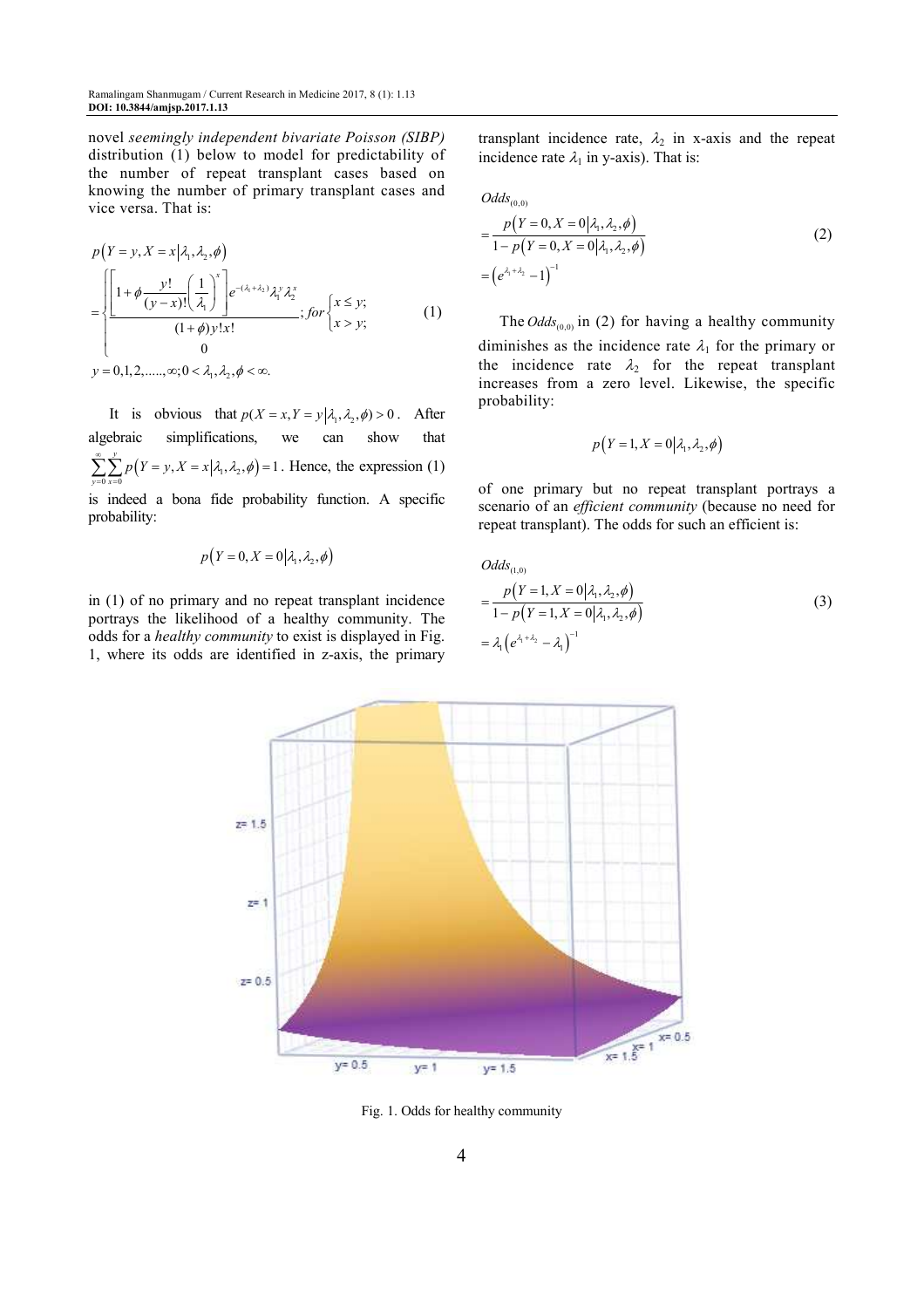novel *seemingly independent bivariate Poisson (SIBP)* distribution (1) below to model for predictability of the number of repeat transplant cases based on knowing the number of primary transplant cases and vice versa. That is:

$$p\left(Y=y,X=x\middle|\lambda_1,\lambda_2,\phi\right) = \begin{cases} \dfrac{\left[1+\phi\dfrac{y!}{(y-x)!}\left(\dfrac{1}{\lambda_1}\right)^x\right]e^{-(\lambda_1+\lambda_2)}\lambda_1^y\lambda_2^x}{(1+\phi)y!x!}; & for \begin{cases} x\le y; \\ x>y; \end{cases} \\ 0 & \end{cases} \quad (1)$$

$$y=0,1,2,\ldots..,\infty; 0<\lambda_1,\lambda_2,\phi<\infty.$$

It is obvious that $p(X=x,Y=y|\lambda_1,\lambda_2,\phi)>0$. After algebraic simplifications, we can show that $\sum_{y=0}^{\infty}\sum_{x=0}^{y}p\left(Y=y,X=x\middle|\lambda_1,\lambda_2,\phi\right)=1$. Hence, the expression (1) is indeed a bona fide probability function. A specific probability:

$$p\left(Y=0,X=0\middle|\lambda_1,\lambda_2,\phi\right)$$

in (1) of no primary and no repeat transplant incidence portrays the likelihood of a healthy community. The odds for a *healthy community* to exist is displayed in Fig. 1, where its odds are identified in z-axis, the primary transplant incidence rate, $\lambda_2$ in x-axis and the repeat incidence rate $\lambda_1$ in y-axis). That is:

$$\begin{aligned} &Odds_{(0,0)} \\ &=\frac{p\left(Y=0,X=0\middle|\lambda_1,\lambda_2,\phi\right)}{1-p\left(Y=0,X=0\middle|\lambda_1,\lambda_2,\phi\right)} \\ &=\left(e^{\lambda_1+\lambda_2}-1\right)^{-1} \end{aligned} \quad (2)$$

The $Odds_{(0,0)}$ in (2) for having a healthy community diminishes as the incidence rate $\lambda_1$ for the primary or the incidence rate $\lambda_2$ for the repeat transplant increases from a zero level. Likewise, the specific probability:

$$p\left(Y=1,X=0\middle|\lambda_1,\lambda_2,\phi\right)$$

of one primary but no repeat transplant portrays a scenario of an *efficient community* (because no need for repeat transplant). The odds for such an efficient is:

$$\begin{aligned} &Odds_{(1,0)} \\ &=\frac{p\left(Y=1,X=0\middle|\lambda_1,\lambda_2,\phi\right)}{1-p\left(Y=1,X=0\middle|\lambda_1,\lambda_2,\phi\right)} \\ &=\lambda_1\left(e^{\lambda_1+\lambda_2}-\lambda_1\right)^{-1} \end{aligned} \quad (3)$$

z= 1.5
z= 1
z= 0.5
y= 0.5
y= 1
y= 1.5
x= 1.5
x= 1
x= 0.5

Fig. 1. Odds for healthy community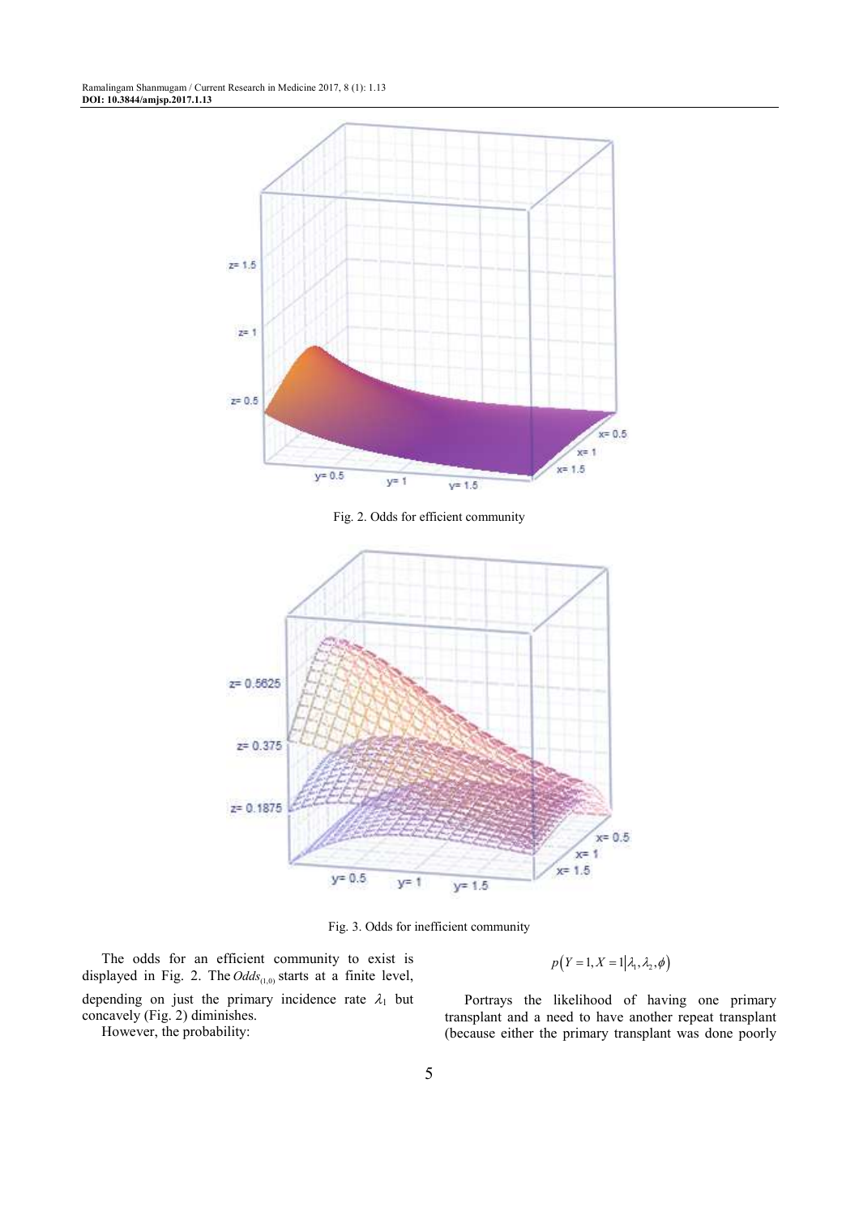z= 1.5
z= 1
z= 0.5
x= 0.5
x= 1
x= 1.5
y= 0.5
y= 1
y= 1.5

Fig. 2. Odds for efficient community

z= 0.5625
z= 0.375
z= 0.1875
x= 0.5
x= 1
x= 1.5
y= 0.5
y= 1
y= 1.5

Fig. 3. Odds for inefficient community

The odds for an efficient community to exist is displayed in Fig. 2. The $Odds_{(1,0)}$ starts at a finite level, depending on just the primary incidence rate $\lambda_1$ but concavely (Fig. 2) diminishes.

However, the probability:

$$p\left(Y=1, X=1 \middle| \lambda_1, \lambda_2, \phi\right)$$

Portrays the likelihood of having one primary transplant and a need to have another repeat transplant (because either the primary transplant was done poorly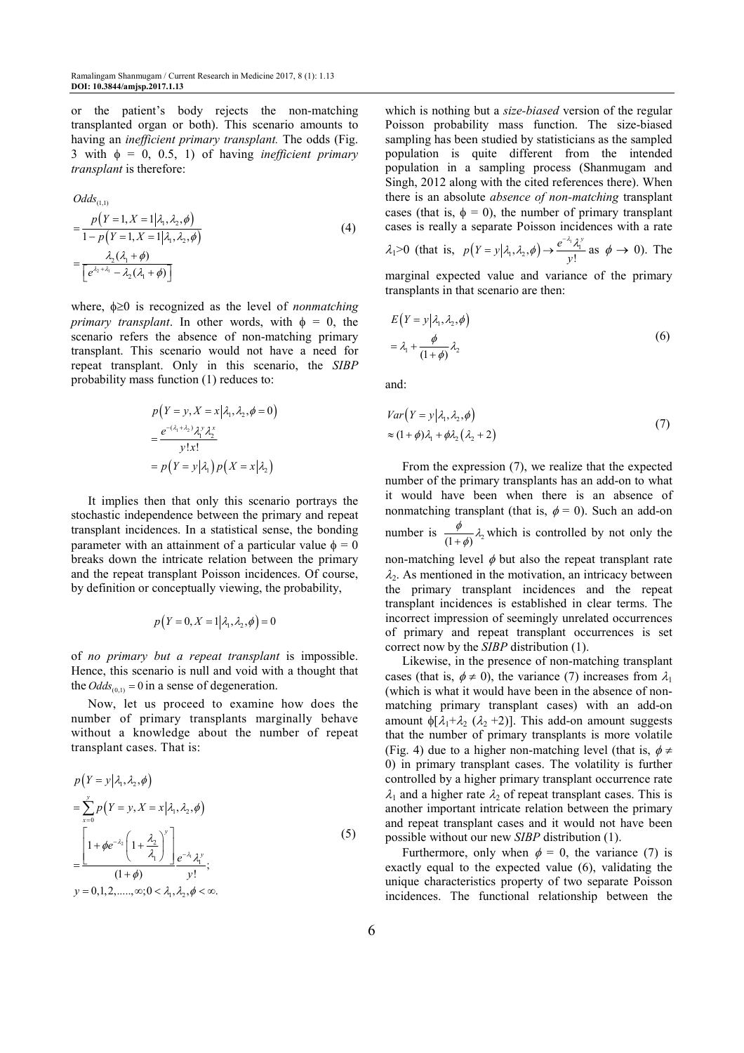or the patient's body rejects the non-matching transplanted organ or both). This scenario amounts to having an *inefficient primary transplant.* The odds (Fig. 3 with $\phi = 0, 0.5, 1$) of having *inefficient primary transplant* is therefore:

$$
\begin{aligned}
&Odds_{(1,1)} \\
&= \frac{p\left(Y=1, X=1 \middle| \lambda_1, \lambda_2, \phi\right)}{1 - p\left(Y=1, X=1 \middle| \lambda_1, \lambda_2, \phi\right)} \\
&= \frac{\lambda_2(\lambda_1 + \phi)}{\left[e^{\lambda_2 + \lambda_1} - \lambda_2(\lambda_1 + \phi)\right]}
\end{aligned}
\tag{4}
$$

where, $\phi \geq 0$ is recognized as the level of *nonmatching primary transplant*. In other words, with $\phi = 0$, the scenario refers the absence of non-matching primary transplant. This scenario would not have a need for repeat transplant. Only in this scenario, the *SIBP* probability mass function (1) reduces to:

$$
\begin{aligned}
&p\left(Y=y, X=x \middle| \lambda_1, \lambda_2, \phi = 0\right) \\
&= \frac{e^{-(\lambda_1+\lambda_2)} \lambda_1^y \lambda_2^x}{y! x!} \\
&= p\left(Y=y \middle| \lambda_1\right) p\left(X=x \middle| \lambda_2\right)
\end{aligned}
$$

It implies then that only this scenario portrays the stochastic independence between the primary and repeat transplant incidences. In a statistical sense, the bonding parameter with an attainment of a particular value $\phi = 0$ breaks down the intricate relation between the primary and the repeat transplant Poisson incidences. Of course, by definition or conceptually viewing, the probability,

$$
p\left(Y=0, X=1 \middle| \lambda_2, \phi\right) = 0
$$

of *no primary but a repeat transplant* is impossible. Hence, this scenario is null and void with a thought that the $Odds_{(0,1)} = 0$ in a sense of degeneration.

Now, let us proceed to examine how does the number of primary transplants marginally behave without a knowledge about the number of repeat transplant cases. That is:

$$
\begin{aligned}
&p\left(Y=y \middle| \lambda_1, \lambda_2, \phi\right) \\
&= \sum_{x=0}^{y} p\left(Y=y, X=x \middle| \lambda_1, \lambda_2, \phi\right) \\
&= \frac{\left[1 + \phi e^{-\lambda_2}\left(1 + \frac{\lambda_2}{\lambda_1}\right)^y\right]}{(1+\phi)} \frac{e^{-\lambda_1} \lambda_1^y}{y!}; \\
&y = 0, 1, 2, \ldots, \infty; 0 < \lambda_1, \lambda_2, \phi < \infty.
\end{aligned}
\tag{5}
$$

which is nothing but a *size-biased* version of the regular Poisson probability mass function. The size-biased sampling has been studied by statisticians as the sampled population is quite different from the intended population in a sampling process (Shanmugam and Singh, 2012 along with the cited references there). When there is an absolute *absence of non-matching* transplant cases (that is, $\phi = 0$), the number of primary transplant cases is really a separate Poisson incidences with a rate $\lambda_1 > 0$ (that is, $p\left(Y=y \middle| \lambda_1, \lambda_2, \phi\right) \to \frac{e^{-\lambda_1} \lambda_1^y}{y!}$ as $\phi \to 0$). The marginal expected value and variance of the primary transplants in that scenario are then:

$$
\begin{aligned}
&E\left(Y=y \middle| \lambda_1, \lambda_2, \phi\right) \\
&= \lambda_1 + \frac{\phi}{(1+\phi)} \lambda_2
\end{aligned}
\tag{6}
$$

and:

$$
\begin{aligned}
&Var\left(Y=y \middle| \lambda_1, \lambda_2, \phi\right) \\
&\approx (1+\phi)\lambda_1 + \phi\lambda_2\left(\lambda_2 + 2\right)
\end{aligned}
\tag{7}
$$

From the expression (7), we realize that the expected number of the primary transplants has an add-on to what it would have been when there is an absence of nonmatching transplant (that is, $\phi = 0$). Such an add-on number is $\frac{\phi}{(1+\phi)} \lambda_2$ which is controlled by not only the non-matching level $\phi$ but also the repeat transplant rate $\lambda_2$. As mentioned in the motivation, an intricacy between the primary transplant incidences and the repeat transplant incidences is established in clear terms. The incorrect impression of seemingly unrelated occurrences of primary and repeat transplant occurrences is set correct now by the *SIBP* distribution (1).

Likewise, in the presence of non-matching transplant cases (that is, $\phi \neq 0$), the variance (7) increases from $\lambda_1$ (which is what it would have been in the absence of non-matching primary transplant cases) with an add-on amount $\phi[\lambda_1 + \lambda_2 (\lambda_2 + 2)]$. This add-on amount suggests that the number of primary transplants is more volatile (Fig. 4) due to a higher non-matching level (that is, $\phi \neq 0$) in primary transplant cases. The volatility is further controlled by a higher primary transplant occurrence rate $\lambda_1$ and a higher rate $\lambda_2$ of repeat transplant cases. This is another important intricate relation between the primary and repeat transplant cases and it would not have been possible without our new *SIBP* distribution (1).

Furthermore, only when $\phi = 0$, the variance (7) is exactly equal to the expected value (6), validating the unique characteristics property of two separate Poisson incidences. The functional relationship between the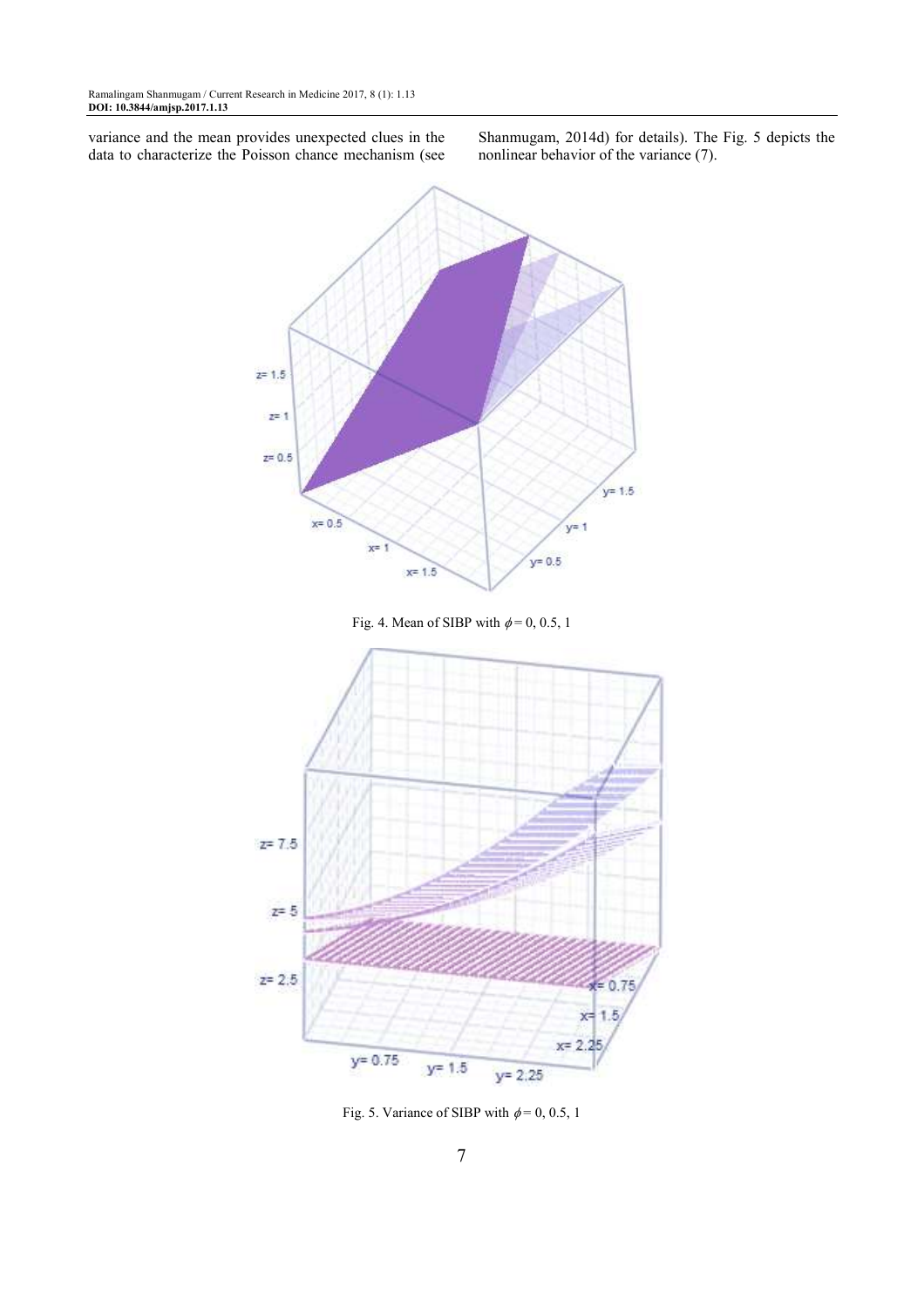variance and the mean provides unexpected clues in the data to characterize the Poisson chance mechanism (see Shanmugam, 2014d) for details). The Fig. 5 depicts the nonlinear behavior of the variance (7).

z= 1.5
z= 1
z= 0.5
x= 0.5
x= 1
x= 1.5
y= 0.5
y= 1
y= 1.5

Fig. 4. Mean of SIBP with $\phi = 0, 0.5, 1$

z= 7.5
z= 5
z= 2.5
x= 0.75
x= 1.5
x= 2.25
y= 0.75
y= 1.5
y= 2.25

Fig. 5. Variance of SIBP with $\phi = 0, 0.5, 1$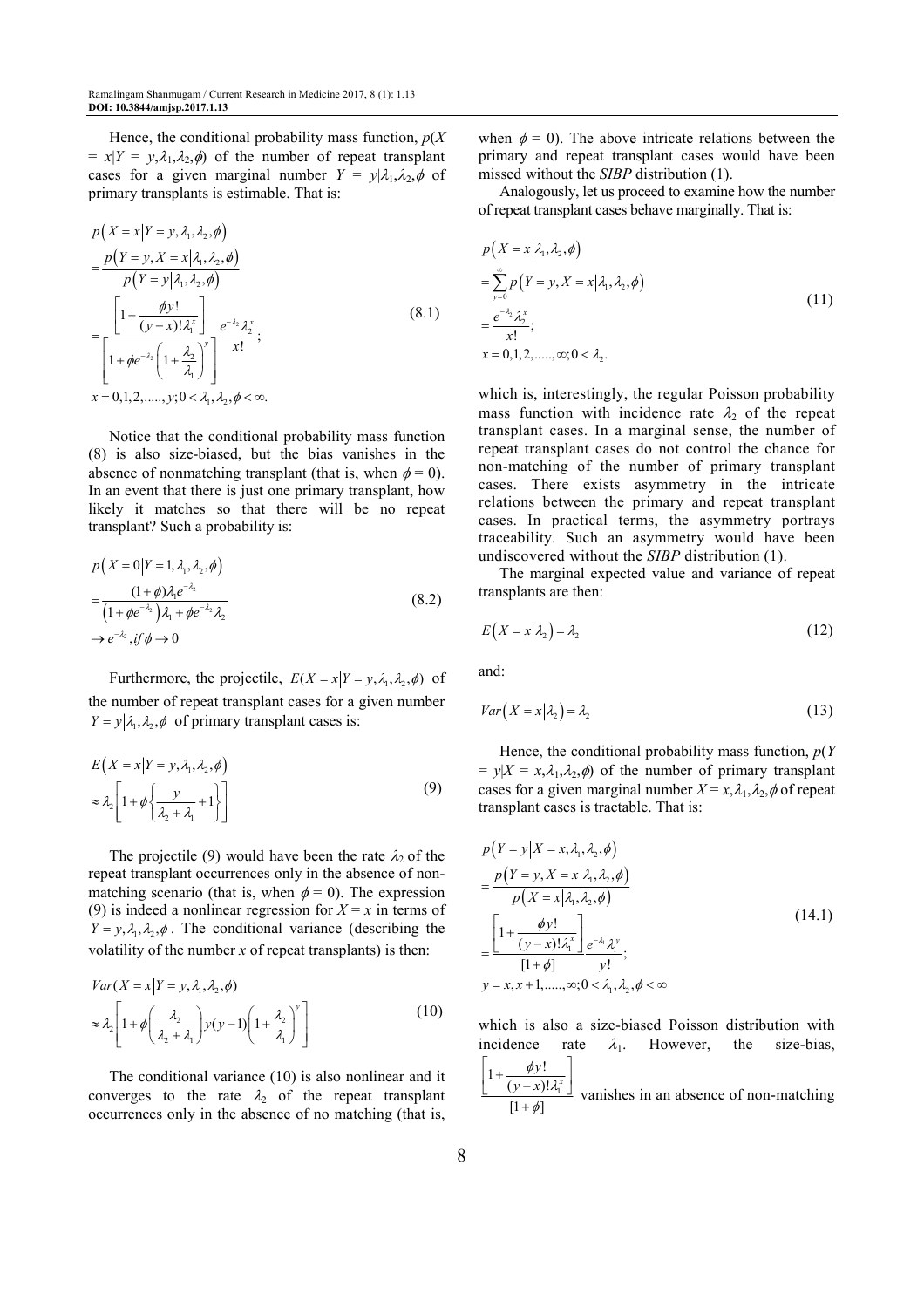Hence, the conditional probability mass function, $p(X = x|Y = y,\lambda_1,\lambda_2,\phi)$ of the number of repeat transplant cases for a given marginal number $Y = y|\lambda_1,\lambda_2,\phi$ of primary transplants is estimable. That is:

$$
\begin{aligned}
& p\left(X = x \middle| Y = y, \lambda_1, \lambda_2, \phi\right) \\
&= \frac{p\left(Y = y, X = x \middle| \lambda_1, \lambda_2, \phi\right)}{p\left(Y = y \middle| \lambda_1, \lambda_2, \phi\right)} \\
&= \frac{\left[1 + \frac{\phi y!}{(y-x)!\lambda_1^x}\right]}{\left[1 + \phi e^{-\lambda_2}\left(1 + \frac{\lambda_2}{\lambda_1}\right)^y\right]} \frac{e^{-\lambda_2}\lambda_2^x}{x!}; \\
& x = 0,1,2,\ldots\ldots, y; 0 < \lambda_1, \lambda_2, \phi < \infty.
\end{aligned}
\tag{8.1}
$$

Notice that the conditional probability mass function (8) is also size-biased, but the bias vanishes in the absence of nonmatching transplant (that is, when $\phi = 0$). In an event that there is just one primary transplant, how likely it matches so that there will be no repeat transplant? Such a probability is:

$$
\begin{aligned}
& p\left(X = 0 \middle| Y = 1, \lambda_1, \lambda_2, \phi\right) \\
&= \frac{(1+\phi)\lambda_1 e^{-\lambda_2}}{\left(1 + \phi e^{-\lambda_2}\right)\lambda_1 + \phi e^{-\lambda_2}\lambda_2} \\
&\to e^{-\lambda_2}, if\, \phi \to 0
\end{aligned}
\tag{8.2}
$$

Furthermore, the projectile, $E(X = x|Y = y,\lambda_1,\lambda_2,\phi)$ of the number of repeat transplant cases for a given number $Y = y|\lambda_1,\lambda_2,\phi$ of primary transplant cases is:

$$
\begin{aligned}
& E\left(X = x \middle| Y = y, \lambda_1, \lambda_2, \phi\right) \\
&\approx \lambda_2\left[1 + \phi\left\{\frac{y}{\lambda_2 + \lambda_1} + 1\right\}\right]
\end{aligned}
\tag{9}
$$

The projectile (9) would have been the rate $\lambda_2$ of the repeat transplant occurrences only in the absence of non-matching scenario (that is, when $\phi = 0$). The expression (9) is indeed a nonlinear regression for $X = x$ in terms of $Y = y,\lambda_1,\lambda_2,\phi$. The conditional variance (describing the volatility of the number $x$ of repeat transplants) is then:

$$
\begin{aligned}
& Var(X = x|Y = y, \lambda_1, \lambda_2, \phi) \\
&\approx \lambda_2\left[1 + \phi\left(\frac{\lambda_2}{\lambda_2 + \lambda_1}\right)y(y-1)\left(1 + \frac{\lambda_2}{\lambda_1}\right)^y\right]
\end{aligned}
\tag{10}
$$

The conditional variance (10) is also nonlinear and it converges to the rate $\lambda_2$ of the repeat transplant occurrences only in the absence of no matching (that is, when $\phi = 0$). The above intricate relations between the primary and repeat transplant cases would have been missed without the *SIBP* distribution (1).

Analogously, let us proceed to examine how the number of repeat transplant cases behave marginally. That is:

$$
\begin{aligned}
& p\left(X = x \middle| \lambda_1, \lambda_2, \phi\right) \\
&= \sum_{y=0}^{\infty} p\left(Y = y, X = x \middle| \lambda_1, \lambda_2, \phi\right) \\
&= \frac{e^{-\lambda_2}\lambda_2^x}{x!}; \\
& x = 0,1,2,\ldots\ldots,\infty; 0 < \lambda_2.
\end{aligned}
\tag{11}
$$

which is, interestingly, the regular Poisson probability mass function with incidence rate $\lambda_2$ of the repeat transplant cases. In a marginal sense, the number of repeat transplant cases do not control the chance for non-matching of the number of primary transplant cases. There exists asymmetry in the intricate relations between the primary and repeat transplant cases. In practical terms, the asymmetry portrays traceability. Such an asymmetry would have been undiscovered without the *SIBP* distribution (1).

The marginal expected value and variance of repeat transplants are then:

$$
E\left(X = x \middle| \lambda_2\right) = \lambda_2 \tag{12}
$$

and:

$$
Var\left(X = x \middle| \lambda_2\right) = \lambda_2 \tag{13}
$$

Hence, the conditional probability mass function, $p(Y = y|X = x,\lambda_1,\lambda_2,\phi)$ of the number of primary transplant cases for a given marginal number $X = x,\lambda_1,\lambda_2,\phi$ of repeat transplant cases is tractable. That is:

$$
\begin{aligned}
& p\left(Y = y \middle| X = x, \lambda_1, \lambda_2, \phi\right) \\
&= \frac{p\left(Y = y, X = x \middle| \lambda_1, \lambda_2, \phi\right)}{p\left(X = x \middle| \lambda_1, \lambda_2, \phi\right)} \\
&= \frac{\left[1 + \frac{\phi y!}{(y-x)!\lambda_1^x}\right]}{[1+\phi]} \frac{e^{-\lambda_1}\lambda_1^y}{y!}; \\
& y = x, x+1,\ldots\ldots,\infty; 0 < \lambda_1, \lambda_2, \phi < \infty
\end{aligned}
\tag{14.1}
$$

which is also a size-biased Poisson distribution with incidence rate $\lambda_1$. However, the size-bias, $\frac{\left[1 + \frac{\phi y!}{(y-x)!\lambda_1^x}\right]}{[1+\phi]}$ vanishes in an absence of non-matching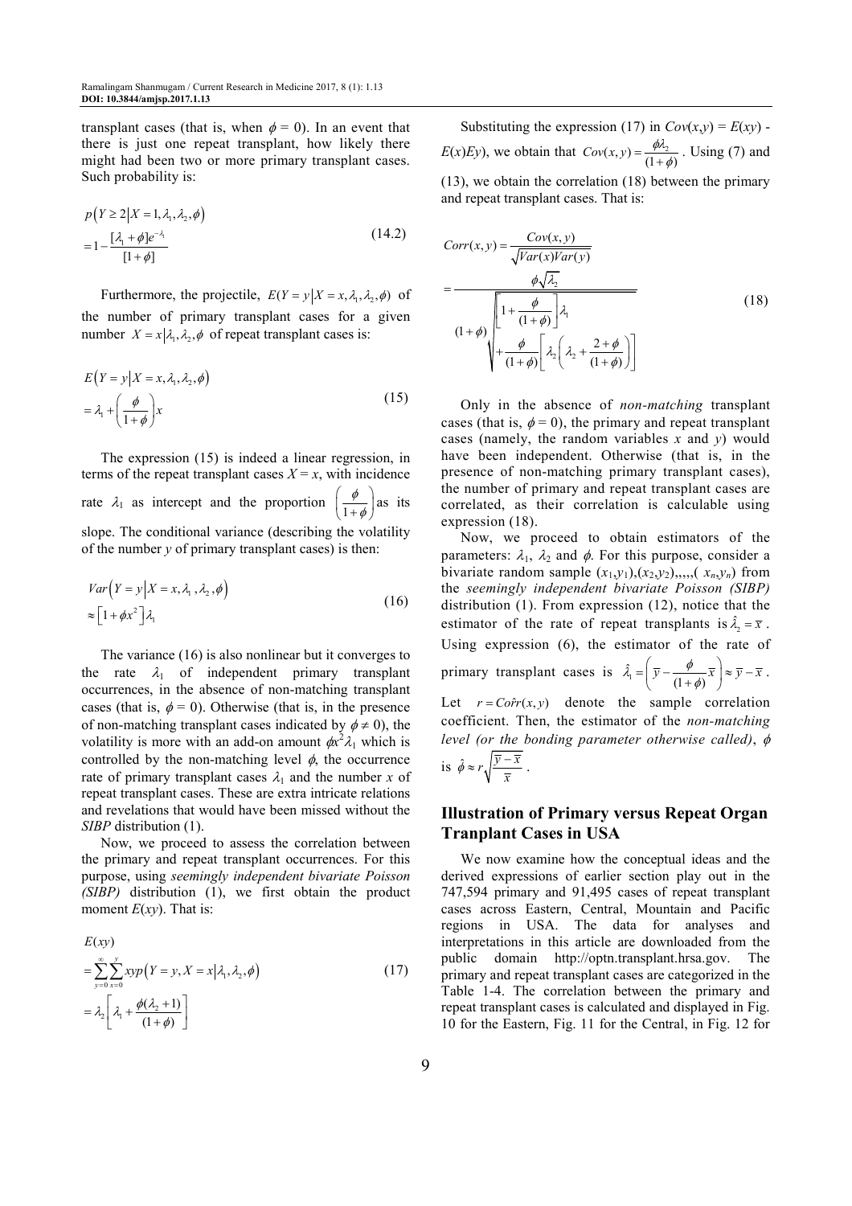transplant cases (that is, when $\phi = 0$). In an event that there is just one repeat transplant, how likely there might had been two or more primary transplant cases. Such probability is:

$$
\begin{aligned}
&p\left(Y \geq 2 \middle| X = 1, \lambda_1, \lambda_2, \phi\right) \\
&= 1 - \frac{[\lambda_1 + \phi]e^{-\lambda_1}}{[1+\phi]}
\end{aligned}
\tag{14.2}
$$

Furthermore, the projectile, $E(Y = y|X = x, \lambda_1, \lambda_2, \phi)$ of the number of primary transplant cases for a given number $X = x|\lambda_1, \lambda_2, \phi$ of repeat transplant cases is:

$$
\begin{aligned}
&E\left(Y = y \middle| X = x, \lambda_1, \lambda_2, \phi\right) \\
&= \lambda_1 + \left(\frac{\phi}{1+\phi}\right)x
\end{aligned}
\tag{15}
$$

The expression (15) is indeed a linear regression, in terms of the repeat transplant cases $X = x$, with incidence rate $\lambda_1$ as intercept and the proportion $\left(\frac{\phi}{1+\phi}\right)$ as its slope. The conditional variance (describing the volatility of the number $y$ of primary transplant cases) is then:

$$
\begin{aligned}
&Var\left(Y = y \middle| X = x, \lambda_1, \lambda_2, \phi\right) \\
&\approx \left[1 + \phi x^2\right]\lambda_1
\end{aligned}
\tag{16}
$$

The variance (16) is also nonlinear but it converges to the rate $\lambda_1$ of independent primary transplant occurrences, in the absence of non-matching transplant cases (that is, $\phi = 0$). Otherwise (that is, in the presence of non-matching transplant cases indicated by $\phi \neq 0$), the volatility is more with an add-on amount $\phi x^2 \lambda_1$ which is controlled by the non-matching level $\phi$, the occurrence rate of primary transplant cases $\lambda_1$ and the number $x$ of repeat transplant cases. These are extra intricate relations and revelations that would have been missed without the *SIBP* distribution (1).

Now, we proceed to assess the correlation between the primary and repeat transplant occurrences. For this purpose, using *seemingly independent bivariate Poisson (SIBP)* distribution (1), we first obtain the product moment $E(xy)$. That is:

$$
\begin{aligned}
&E(xy) \\
&= \sum_{y=0}^{\infty}\sum_{x=0}^{y} xy p\left(Y = y, X = x \middle| \lambda_1, \lambda_2, \phi\right) \\
&= \lambda_2\left[\lambda_1 + \frac{\phi(\lambda_2 + 1)}{(1+\phi)}\right]
\end{aligned}
\tag{17}
$$

Substituting the expression (17) in $Cov(x,y) = E(xy) - E(x)Ey)$, we obtain that $Cov(x,y) = \frac{\phi\lambda_2}{(1+\phi)}$. Using (7) and (13), we obtain the correlation (18) between the primary and repeat transplant cases. That is:

$$
\begin{aligned}
&Corr(x,y) = \frac{Cov(x,y)}{\sqrt{Var(x)Var(y)}} \\
&= \frac{\phi\sqrt{\lambda_2}}{(1+\phi)\sqrt{\left[1 + \frac{\phi}{(1+\phi)}\right]\lambda_1 + \frac{\phi}{(1+\phi)}\left[\lambda_2\left(\lambda_2 + \frac{2+\phi}{(1+\phi)}\right)\right]}}
\end{aligned}
\tag{18}
$$

Only in the absence of *non-matching* transplant cases (that is, $\phi = 0$), the primary and repeat transplant cases (namely, the random variables $x$ and $y$) would have been independent. Otherwise (that is, in the presence of non-matching primary transplant cases), the number of primary and repeat transplant cases are correlated, as their correlation is calculable using expression (18).

Now, we proceed to obtain estimators of the parameters: $\lambda_1$, $\lambda_2$ and $\phi$. For this purpose, consider a bivariate random sample $(x_1,y_1),(x_2,y_2),,,,,(x_n,y_n)$ from the *seemingly independent bivariate Poisson (SIBP)* distribution (1). From expression (12), notice that the estimator of the rate of repeat transplants is $\hat{\lambda}_2 = \bar{x}$. Using expression (6), the estimator of the rate of primary transplant cases is $\hat{\lambda}_1 = \left(\bar{y} - \frac{\phi}{(1+\phi)}\bar{x}\right) \approx \bar{y} - \bar{x}$. Let $r = Co\hat{r}r(x,y)$ denote the sample correlation coefficient. Then, the estimator of the *non-matching level (or the bonding parameter otherwise called)*, $\phi$ is $\hat{\phi} \approx r\sqrt{\frac{\bar{y} - \bar{x}}{\bar{x}}}$.

## Illustration of Primary versus Repeat Organ Tranplant Cases in USA

We now examine how the conceptual ideas and the derived expressions of earlier section play out in the 747,594 primary and 91,495 cases of repeat transplant cases across Eastern, Central, Mountain and Pacific regions in USA. The data for analyses and interpretations in this article are downloaded from the public domain http://optn.transplant.hrsa.gov. The primary and repeat transplant cases are categorized in the Table 1-4. The correlation between the primary and repeat transplant cases is calculated and displayed in Fig. 10 for the Eastern, Fig. 11 for the Central, in Fig. 12 for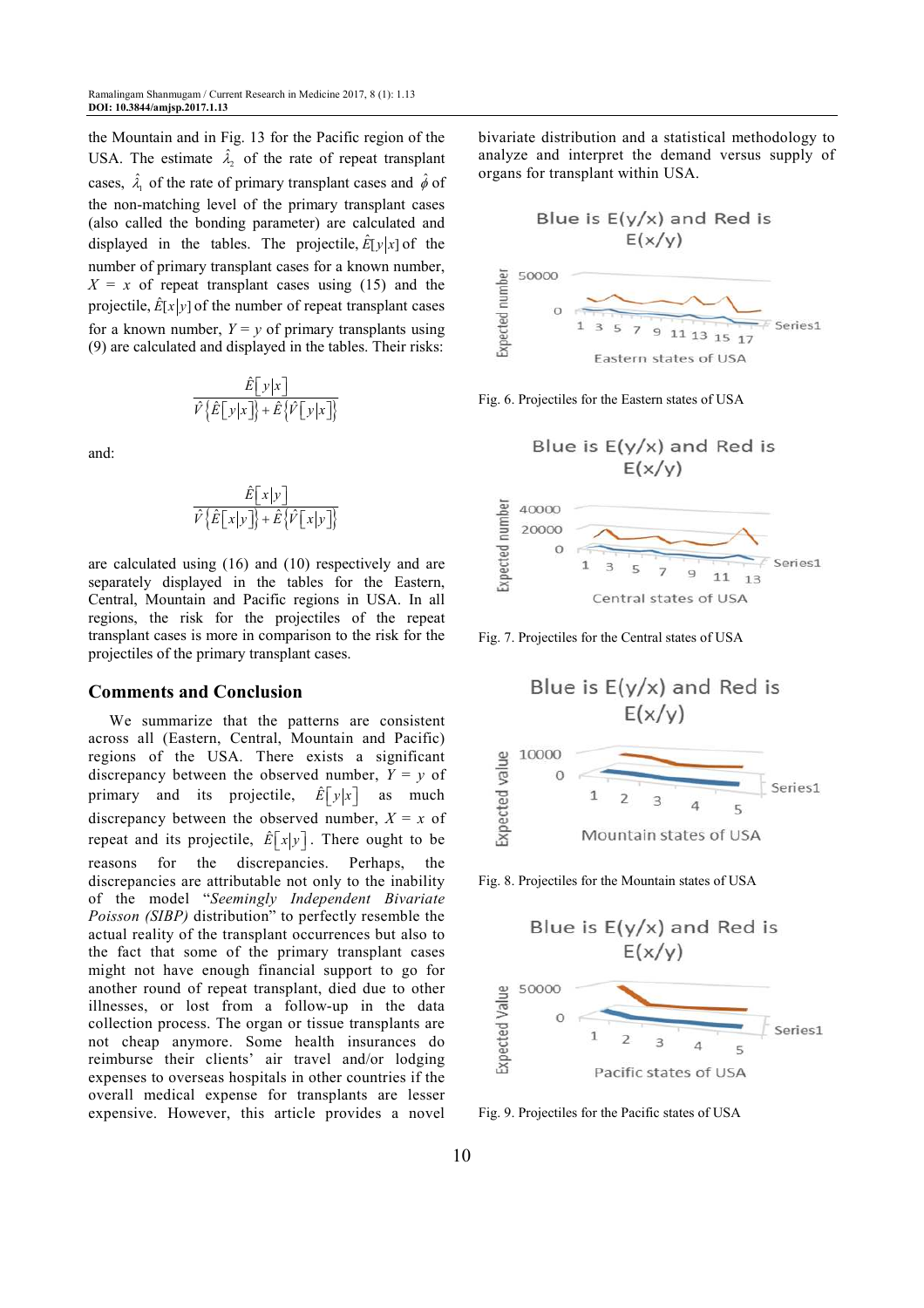the Mountain and in Fig. 13 for the Pacific region of the USA. The estimate $\hat{\lambda}_2$ of the rate of repeat transplant cases, $\hat{\lambda}_1$ of the rate of primary transplant cases and $\hat{\phi}$ of the non-matching level of the primary transplant cases (also called the bonding parameter) are calculated and displayed in the tables. The projectile, $\hat{E}[y|x]$ of the number of primary transplant cases for a known number, $X = x$ of repeat transplant cases using (15) and the projectile, $\hat{E}[x|y]$ of the number of repeat transplant cases for a known number, $Y = y$ of primary transplants using (9) are calculated and displayed in the tables. Their risks:

$$\frac{\hat{E}\left[y|x\right]}{\hat{V}\left\{\hat{E}\left[y|x\right]\right\}+\hat{E}\left\{\hat{V}\left[y|x\right]\right\}}$$

and:

$$\frac{\hat{E}\left[x|y\right]}{\hat{V}\left\{\hat{E}\left[x|y\right]\right\}+\hat{E}\left\{\hat{V}\left[x|y\right]\right\}}$$

are calculated using (16) and (10) respectively and are separately displayed in the tables for the Eastern, Central, Mountain and Pacific regions in USA. In all regions, the risk for the projectiles of the repeat transplant cases is more in comparison to the risk for the projectiles of the primary transplant cases.

## Comments and Conclusion

We summarize that the patterns are consistent across all (Eastern, Central, Mountain and Pacific) regions of the USA. There exists a significant discrepancy between the observed number, $Y = y$ of primary and its projectile, $\hat{E}\left[y|x\right]$ as much discrepancy between the observed number, $X = x$ of repeat and its projectile, $\hat{E}\left[x|y\right]$. There ought to be reasons for the discrepancies. Perhaps, the discrepancies are attributable not only to the inability of the model "*Seemingly Independent Bivariate Poisson (SIBP)* distribution" to perfectly resemble the actual reality of the transplant occurrences but also to the fact that some of the primary transplant cases might not have enough financial support to go for another round of repeat transplant, died due to other illnesses, or lost from a follow-up in the data collection process. The organ or tissue transplants are not cheap anymore. Some health insurances do reimburse their clients' air travel and/or lodging expenses to overseas hospitals in other countries if the overall medical expense for transplants are lesser expensive. However, this article provides a novel bivariate distribution and a statistical methodology to analyze and interpret the demand versus supply of organs for transplant within USA.

Blue is E(y/x) and Red is E(x/y)

Expected number

50000
0

1 3 5 7 9 11 13 15 17

Series1

Eastern states of USA

Fig. 6. Projectiles for the Eastern states of USA

Blue is E(y/x) and Red is E(x/y)

Expected number

40000
20000
0

1 3 5 7 9 11 13

Series1

Central states of USA

Fig. 7. Projectiles for the Central states of USA

Blue is E(y/x) and Red is E(x/y)

Expected value

10000
0

1 2 3 4 5

Series1

Mountain states of USA

Fig. 8. Projectiles for the Mountain states of USA

Blue is E(y/x) and Red is E(x/y)

Expected Value

50000
0

1 2 3 4 5

Series1

Pacific states of USA

Fig. 9. Projectiles for the Pacific states of USA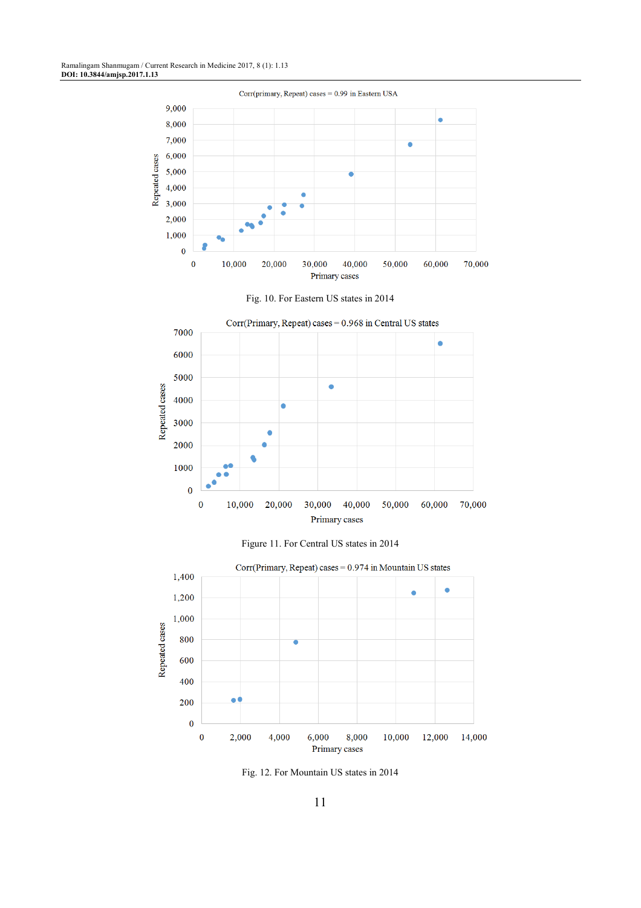Corr(primary, Repeat) cases = 0.99 in Eastern USA

9,000
8,000
7,000
6,000
5,000
4,000
3,000
2,000
1,000
0

Repeated cases

0 10,000 20,000 30,000 40,000 50,000 60,000 70,000

Primary cases

Fig. 10. For Eastern US states in 2014

Corr(Primary, Repeat) cases = 0.968 in Central US states

7000
6000
5000
4000
3000
2000
1000
0

Repeated cases

0 10,000 20,000 30,000 40,000 50,000 60,000 70,000

Primary cases

Figure 11. For Central US states in 2014

Corr(Primary, Repeat) cases = 0.974 in Mountain US states

1,400
1,200
1,000
800
600
400
200
0

Repeated cases

0 2,000 4,000 6,000 8,000 10,000 12,000 14,000

Primary cases

Fig. 12. For Mountain US states in 2014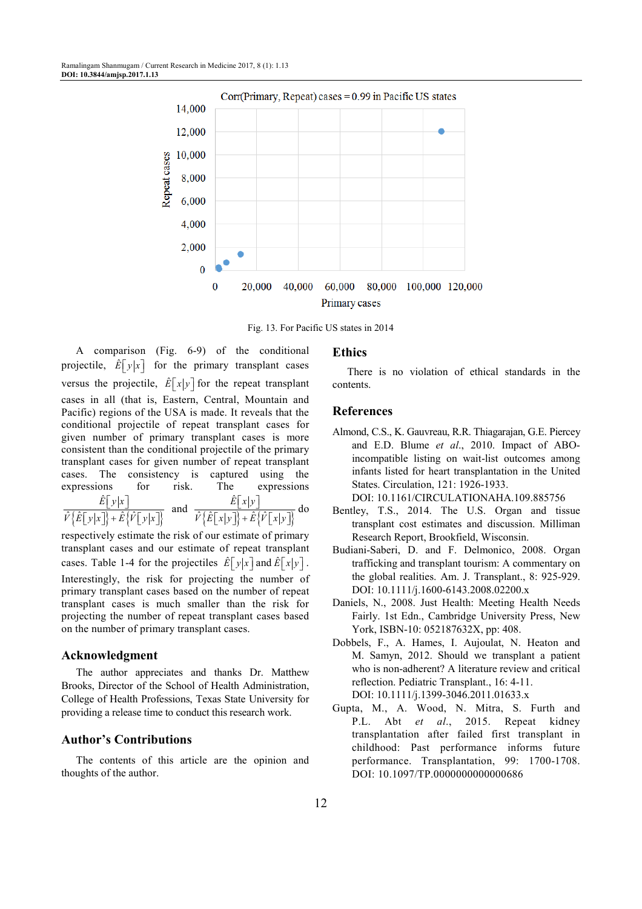Corr(Primary, Repeat) cases = 0.99 in Pacific US states

Repeat cases

14,000
12,000
10,000
8,000
6,000
4,000
2,000
0

0 20,000 40,000 60,000 80,000 100,000 120,000

Primary cases

Fig. 13. For Pacific US states in 2014

A comparison (Fig. 6-9) of the conditional projectile, $\hat{E}\left[y|x\right]$ for the primary transplant cases versus the projectile, $\hat{E}\left[x|y\right]$ for the repeat transplant cases in all (that is, Eastern, Central, Mountain and Pacific) regions of the USA is made. It reveals that the conditional projectile of repeat transplant cases for given number of primary transplant cases is more consistent than the conditional projectile of the primary transplant cases for given number of repeat transplant cases. The consistency is captured using the expressions for risk. The expressions $\frac{\hat{E}\left[y|x\right]}{\hat{V}\left\{\hat{E}\left[y|x\right]\right\}+\hat{E}\left\{\hat{V}\left[y|x\right]\right\}}$ and $\frac{\hat{E}\left[x|y\right]}{\hat{V}\left\{\hat{E}\left[x|y\right]\right\}+\hat{E}\left\{\hat{V}\left[x|y\right]\right\}}$ do respectively estimate the risk of our estimate of primary transplant cases and our estimate of repeat transplant cases. Table 1-4 for the projectiles $\hat{E}\left[y|x\right]$ and $\hat{E}\left[x|y\right]$.

Interestingly, the risk for projecting the number of primary transplant cases based on the number of repeat transplant cases is much smaller than the risk for projecting the number of repeat transplant cases based on the number of primary transplant cases.

## Acknowledgment

The author appreciates and thanks Dr. Matthew Brooks, Director of the School of Health Administration, College of Health Professions, Texas State University for providing a release time to conduct this research work.

## Author's Contributions

The contents of this article are the opinion and thoughts of the author.

## Ethics

There is no violation of ethical standards in the contents.

## References

Almond, C.S., K. Gauvreau, R.R. Thiagarajan, G.E. Piercey and E.D. Blume *et al*., 2010. Impact of ABO-incompatible listing on wait-list outcomes among infants listed for heart transplantation in the United States. Circulation, 121: 1926-1933. DOI: 10.1161/CIRCULATIONAHA.109.885756

Bentley, T.S., 2014. The U.S. Organ and tissue transplant cost estimates and discussion. Milliman Research Report, Brookfield, Wisconsin.

Budiani-Saberi, D. and F. Delmonico, 2008. Organ trafficking and transplant tourism: A commentary on the global realities. Am. J. Transplant., 8: 925-929. DOI: 10.1111/j.1600-6143.2008.02200.x

Daniels, N., 2008. Just Health: Meeting Health Needs Fairly. 1st Edn., Cambridge University Press, New York, ISBN-10: 052187632X, pp: 408.

Dobbels, F., A. Hames, I. Aujoulat, N. Heaton and M. Samyn, 2012. Should we transplant a patient who is non-adherent? A literature review and critical reflection. Pediatric Transplant., 16: 4-11. DOI: 10.1111/j.1399-3046.2011.01633.x

Gupta, M., A. Wood, N. Mitra, S. Furth and P.L. Abt *et al*., 2015. Repeat kidney transplantation after failed first transplant in childhood: Past performance informs future performance. Transplantation, 99: 1700-1708. DOI: 10.1097/TP.0000000000000686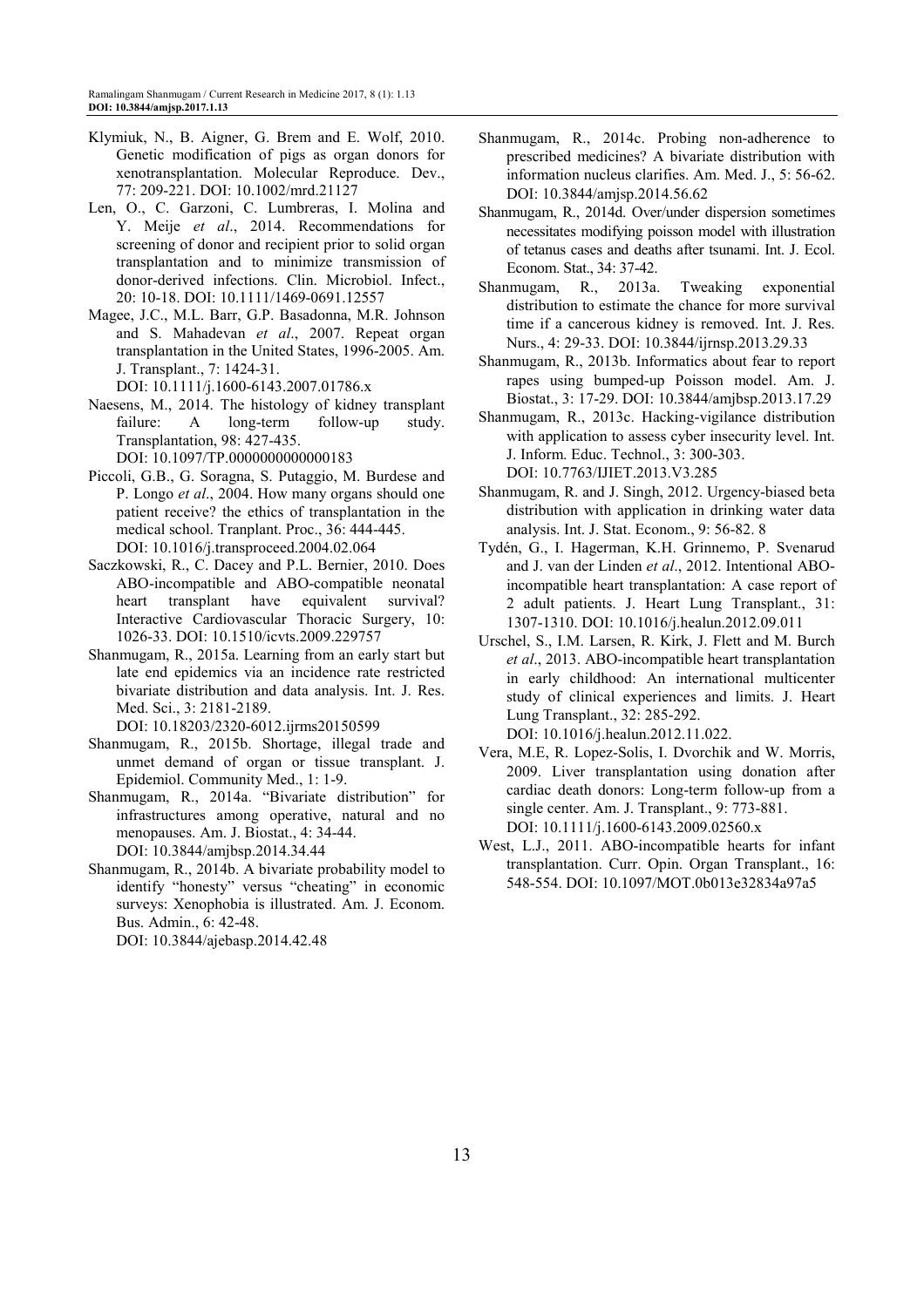Klymiuk, N., B. Aigner, G. Brem and E. Wolf, 2010. Genetic modification of pigs as organ donors for xenotransplantation. Molecular Reproduce. Dev., 77: 209-221. DOI: 10.1002/mrd.21127

Len, O., C. Garzoni, C. Lumbreras, I. Molina and Y. Meije *et al*., 2014. Recommendations for screening of donor and recipient prior to solid organ transplantation and to minimize transmission of donor-derived infections. Clin. Microbiol. Infect., 20: 10-18. DOI: 10.1111/1469-0691.12557

Magee, J.C., M.L. Barr, G.P. Basadonna, M.R. Johnson and S. Mahadevan *et al*., 2007. Repeat organ transplantation in the United States, 1996-2005. Am. J. Transplant., 7: 1424-31. DOI: 10.1111/j.1600-6143.2007.01786.x

Naesens, M., 2014. The histology of kidney transplant failure: A long-term follow-up study. Transplantation, 98: 427-435. DOI: 10.1097/TP.0000000000000183

Piccoli, G.B., G. Soragna, S. Putaggio, M. Burdese and P. Longo *et al*., 2004. How many organs should one patient receive? the ethics of transplantation in the medical school. Tranplant. Proc., 36: 444-445. DOI: 10.1016/j.transproceed.2004.02.064

Saczkowski, R., C. Dacey and P.L. Bernier, 2010. Does ABO-incompatible and ABO-compatible neonatal heart transplant have equivalent survival? Interactive Cardiovascular Thoracic Surgery, 10: 1026-33. DOI: 10.1510/icvts.2009.229757

Shanmugam, R., 2015a. Learning from an early start but late end epidemics via an incidence rate restricted bivariate distribution and data analysis. Int. J. Res. Med. Sci., 3: 2181-2189. DOI: 10.18203/2320-6012.ijrms20150599

Shanmugam, R., 2015b. Shortage, illegal trade and unmet demand of organ or tissue transplant. J. Epidemiol. Community Med., 1: 1-9.

Shanmugam, R., 2014a. "Bivariate distribution" for infrastructures among operative, natural and no menopauses. Am. J. Biostat., 4: 34-44. DOI: 10.3844/amjbsp.2014.34.44

Shanmugam, R., 2014b. A bivariate probability model to identify "honesty" versus "cheating" in economic surveys: Xenophobia is illustrated. Am. J. Econom. Bus. Admin., 6: 42-48. DOI: 10.3844/ajebasp.2014.42.48

Shanmugam, R., 2014c. Probing non-adherence to prescribed medicines? A bivariate distribution with information nucleus clarifies. Am. Med. J., 5: 56-62. DOI: 10.3844/amjsp.2014.56.62

Shanmugam, R., 2014d. Over/under dispersion sometimes necessitates modifying poisson model with illustration of tetanus cases and deaths after tsunami. Int. J. Ecol. Econom. Stat., 34: 37-42.

Shanmugam, R., 2013a. Tweaking exponential distribution to estimate the chance for more survival time if a cancerous kidney is removed. Int. J. Res. Nurs., 4: 29-33. DOI: 10.3844/ijrnsp.2013.29.33

Shanmugam, R., 2013b. Informatics about fear to report rapes using bumped-up Poisson model. Am. J. Biostat., 3: 17-29. DOI: 10.3844/amjbsp.2013.17.29

Shanmugam, R., 2013c. Hacking-vigilance distribution with application to assess cyber insecurity level. Int. J. Inform. Educ. Technol., 3: 300-303. DOI: 10.7763/IJIET.2013.V3.285

Shanmugam, R. and J. Singh, 2012. Urgency-biased beta distribution with application in drinking water data analysis. Int. J. Stat. Econom., 9: 56-82. 8

Tydén, G., I. Hagerman, K.H. Grinnemo, P. Svenarud and J. van der Linden *et al*., 2012. Intentional ABO-incompatible heart transplantation: A case report of 2 adult patients. J. Heart Lung Transplant., 31: 1307-1310. DOI: 10.1016/j.healun.2012.09.011

Urschel, S., I.M. Larsen, R. Kirk, J. Flett and M. Burch *et al*., 2013. ABO-incompatible heart transplantation in early childhood: An international multicenter study of clinical experiences and limits. J. Heart Lung Transplant., 32: 285-292. DOI: 10.1016/j.healun.2012.11.022.

Vera, M.E, R. Lopez-Solis, I. Dvorchik and W. Morris, 2009. Liver transplantation using donation after cardiac death donors: Long-term follow-up from a single center. Am. J. Transplant., 9: 773-881. DOI: 10.1111/j.1600-6143.2009.02560.x

West, L.J., 2011. ABO-incompatible hearts for infant transplantation. Curr. Opin. Organ Transplant., 16: 548-554. DOI: 10.1097/MOT.0b013e32834a97a5